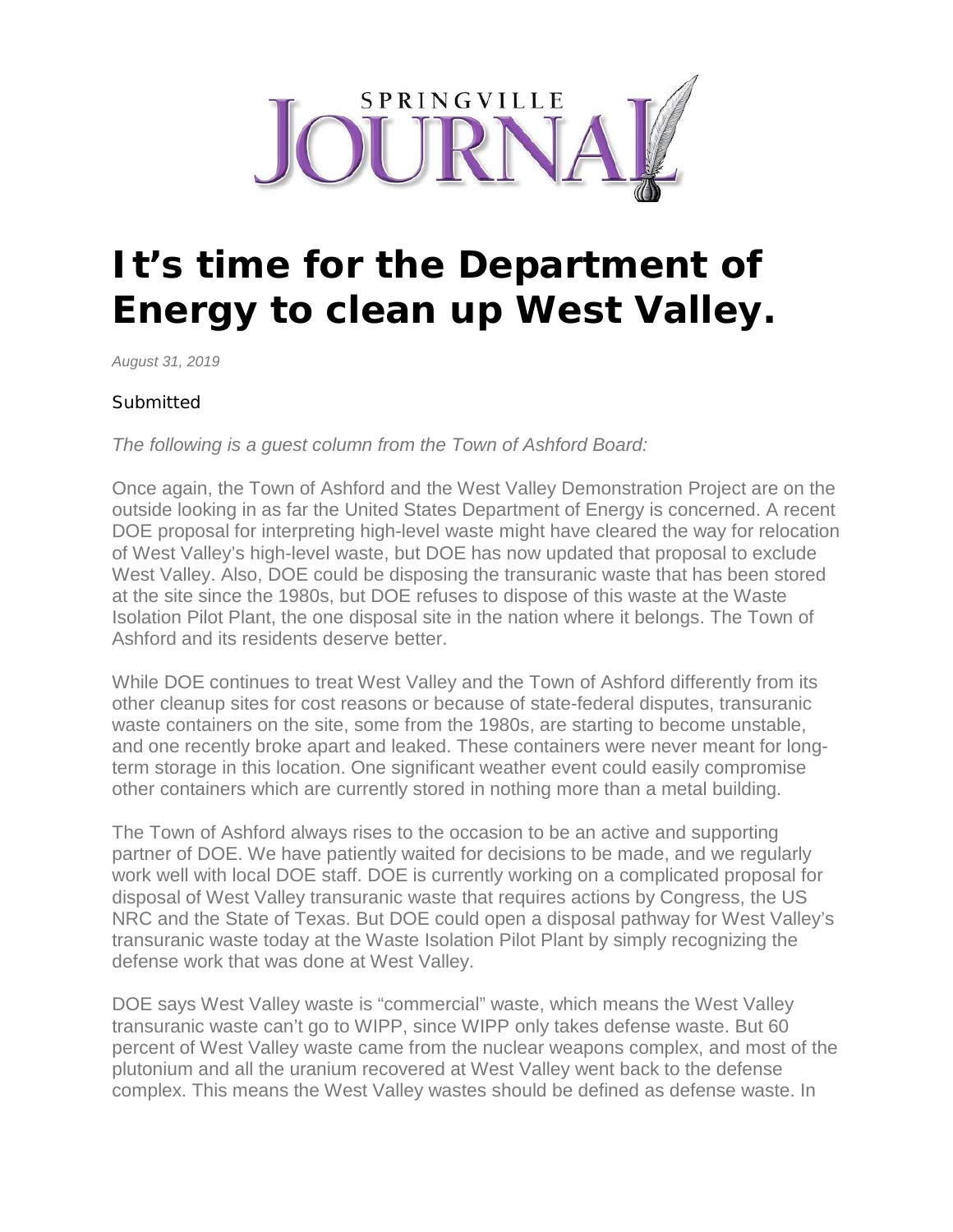SPRINGVILLE JOURNAL

# It's time for the Department of Energy to clean up West Valley.

*August 31, 2019*

Submitted

*The following is a guest column from the Town of Ashford Board:*

Once again, the Town of Ashford and the West Valley Demonstration Project are on the outside looking in as far the United States Department of Energy is concerned. A recent DOE proposal for interpreting high-level waste might have cleared the way for relocation of West Valley's high-level waste, but DOE has now updated that proposal to exclude West Valley. Also, DOE could be disposing the transuranic waste that has been stored at the site since the 1980s, but DOE refuses to dispose of this waste at the Waste Isolation Pilot Plant, the one disposal site in the nation where it belongs. The Town of Ashford and its residents deserve better.

While DOE continues to treat West Valley and the Town of Ashford differently from its other cleanup sites for cost reasons or because of state-federal disputes, transuranic waste containers on the site, some from the 1980s, are starting to become unstable, and one recently broke apart and leaked. These containers were never meant for long-term storage in this location. One significant weather event could easily compromise other containers which are currently stored in nothing more than a metal building.

The Town of Ashford always rises to the occasion to be an active and supporting partner of DOE. We have patiently waited for decisions to be made, and we regularly work well with local DOE staff. DOE is currently working on a complicated proposal for disposal of West Valley transuranic waste that requires actions by Congress, the US NRC and the State of Texas. But DOE could open a disposal pathway for West Valley's transuranic waste today at the Waste Isolation Pilot Plant by simply recognizing the defense work that was done at West Valley.

DOE says West Valley waste is "commercial" waste, which means the West Valley transuranic waste can't go to WIPP, since WIPP only takes defense waste. But 60 percent of West Valley waste came from the nuclear weapons complex, and most of the plutonium and all the uranium recovered at West Valley went back to the defense complex. This means the West Valley wastes should be defined as defense waste. In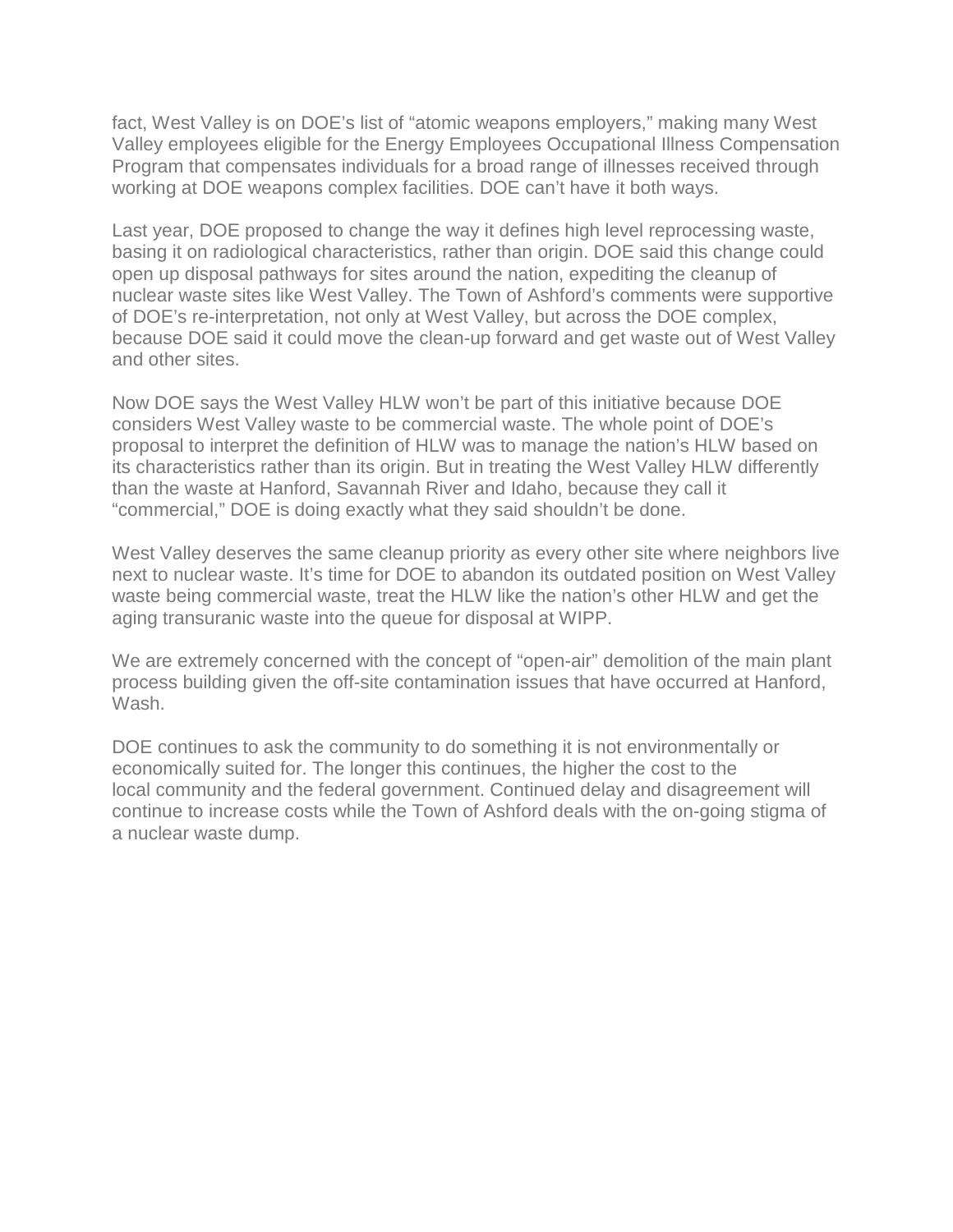fact, West Valley is on DOE's list of "atomic weapons employers," making many West Valley employees eligible for the Energy Employees Occupational Illness Compensation Program that compensates individuals for a broad range of illnesses received through working at DOE weapons complex facilities. DOE can't have it both ways.

Last year, DOE proposed to change the way it defines high level reprocessing waste, basing it on radiological characteristics, rather than origin. DOE said this change could open up disposal pathways for sites around the nation, expediting the cleanup of nuclear waste sites like West Valley. The Town of Ashford's comments were supportive of DOE's re-interpretation, not only at West Valley, but across the DOE complex, because DOE said it could move the clean-up forward and get waste out of West Valley and other sites.

Now DOE says the West Valley HLW won't be part of this initiative because DOE considers West Valley waste to be commercial waste. The whole point of DOE's proposal to interpret the definition of HLW was to manage the nation's HLW based on its characteristics rather than its origin. But in treating the West Valley HLW differently than the waste at Hanford, Savannah River and Idaho, because they call it "commercial," DOE is doing exactly what they said shouldn't be done.

West Valley deserves the same cleanup priority as every other site where neighbors live next to nuclear waste. It's time for DOE to abandon its outdated position on West Valley waste being commercial waste, treat the HLW like the nation's other HLW and get the aging transuranic waste into the queue for disposal at WIPP.

We are extremely concerned with the concept of "open-air" demolition of the main plant process building given the off-site contamination issues that have occurred at Hanford, Wash.

DOE continues to ask the community to do something it is not environmentally or economically suited for. The longer this continues, the higher the cost to the local community and the federal government. Continued delay and disagreement will continue to increase costs while the Town of Ashford deals with the on-going stigma of a nuclear waste dump.